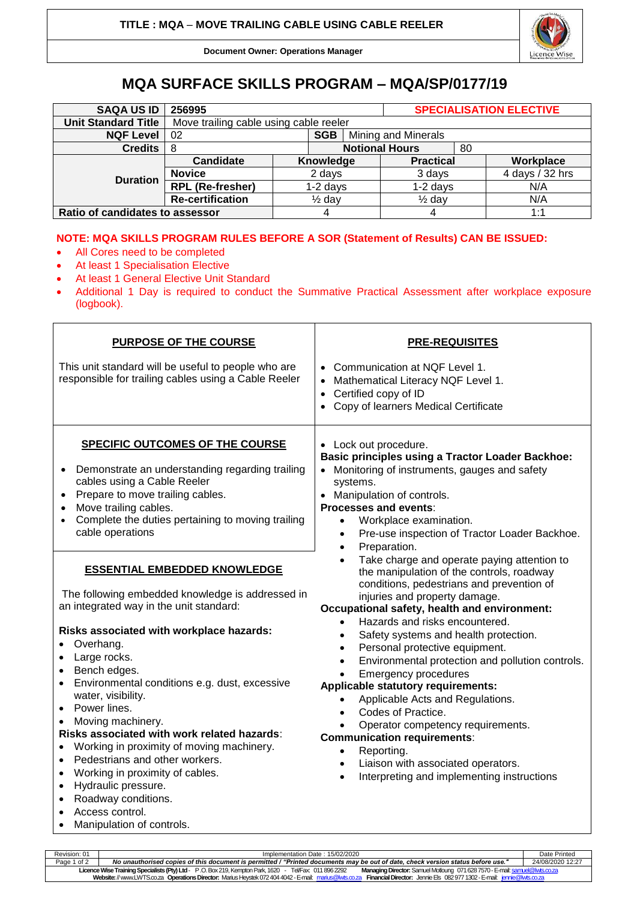**TITLE : MQA – MOVE TRAILING CABLE USING CABLE REELER**

**Document Owner: Operations Manager**

# MQA SURFACE SKILLS PROGRAM – MQA/SP/0177/19

| **SAQA US ID** | **256995** | | | **SPECIALISATION ELECTIVE** | |
|---|---|---|---|---|---|
| **Unit Standard Title** | Move trailing cable using cable reeler | | | | |
| **NQF Level** | 02 | **SGB** | Mining and Minerals | | |
| **Credits** | 8 | **Notional Hours** | | 80 | |
| **Duration** | **Candidate** | **Knowledge** | **Practical** | | **Workplace** |
| | **Novice** | 2 days | 3 days | | 4 days / 32 hrs |
| | **RPL (Re-fresher)** | 1-2 days | 1-2 days | | N/A |
| | **Re-certification** | ½ day | ½ day | | N/A |
| **Ratio of candidates to assessor** | | 4 | 4 | | 1:1 |

**NOTE: MQA SKILLS PROGRAM RULES BEFORE A SOR (Statement of Results) CAN BE ISSUED:**

- All Cores need to be completed
- At least 1 Specialisation Elective
- At least 1 General Elective Unit Standard
- Additional 1 Day is required to conduct the Summative Practical Assessment after workplace exposure (logbook).

## PURPOSE OF THE COURSE

This unit standard will be useful to people who are responsible for trailing cables using a Cable Reeler

## PRE-REQUISITES

- Communication at NQF Level 1.
- Mathematical Literacy NQF Level 1.
- Certified copy of ID
- Copy of learners Medical Certificate

## SPECIFIC OUTCOMES OF THE COURSE

- Demonstrate an understanding regarding trailing cables using a Cable Reeler
- Prepare to move trailing cables.
- Move trailing cables.
- Complete the duties pertaining to moving trailing cable operations

## ESSENTIAL EMBEDDED KNOWLEDGE

The following embedded knowledge is addressed in an integrated way in the unit standard:

**Risks associated with workplace hazards:**

- Overhang.
- Large rocks.
- Bench edges.
- Environmental conditions e.g. dust, excessive water, visibility.
- Power lines.
- Moving machinery.

**Risks associated with work related hazards**:

- Working in proximity of moving machinery.
- Pedestrians and other workers.
- Working in proximity of cables.
- Hydraulic pressure.
- Roadway conditions.
- Access control.
- Manipulation of controls.
- Lock out procedure.

**Basic principles using a Tractor Loader Backhoe:**

- Monitoring of instruments, gauges and safety systems.
- Manipulation of controls.

**Processes and events**:

- Workplace examination.
- Pre-use inspection of Tractor Loader Backhoe.
- Preparation.
- Take charge and operate paying attention to the manipulation of the controls, roadway conditions, pedestrians and prevention of injuries and property damage.

**Occupational safety, health and environment:**

- Hazards and risks encountered.
- Safety systems and health protection.
- Personal protective equipment.
- Environmental protection and pollution controls.
- Emergency procedures

**Applicable statutory requirements:**

- Applicable Acts and Regulations.
- Codes of Practice.
- Operator competency requirements.

**Communication requirements**:

- Reporting.
- Liaison with associated operators.
- Interpreting and implementing instructions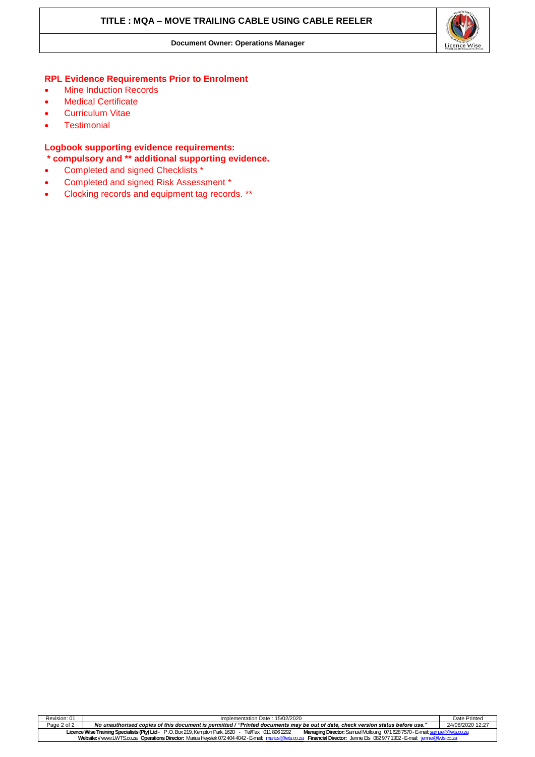## RPL Evidence Requirements Prior to Enrolment

- Mine Induction Records
- Medical Certificate
- Curriculum Vitae
- Testimonial

## Logbook supporting evidence requirements:

**\* compulsory and ** additional supporting evidence.**

- Completed and signed Checklists *
- Completed and signed Risk Assessment *
- Clocking records and equipment tag records. **